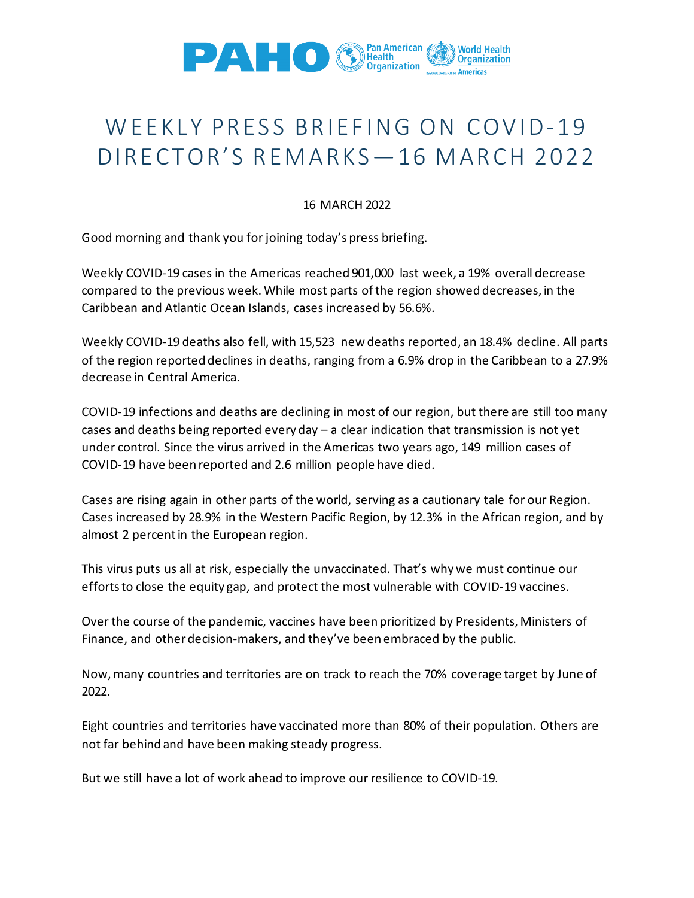# WEEKLY PRESS BRIEFING ON COVID-19 DIRECTOR'S REMARKS—16 MARCH 2022

16 MARCH 2022

Good morning and thank you for joining today's press briefing.

Weekly COVID-19 cases in the Americas reached 901,000 last week, a 19% overall decrease compared to the previous week. While most parts of the region showed decreases, in the Caribbean and Atlantic Ocean Islands, cases increased by 56.6%.

Weekly COVID-19 deaths also fell, with 15,523 new deaths reported, an 18.4% decline. All parts of the region reported declines in deaths, ranging from a 6.9% drop in the Caribbean to a 27.9% decrease in Central America.

COVID-19 infections and deaths are declining in most of our region, but there are still too many cases and deaths being reported every day – a clear indication that transmission is not yet under control. Since the virus arrived in the Americas two years ago, 149 million cases of COVID-19 have been reported and 2.6 million people have died.

Cases are rising again in other parts of the world, serving as a cautionary tale for our Region. Cases increased by 28.9% in the Western Pacific Region, by 12.3% in the African region, and by almost 2 percent in the European region.

This virus puts us all at risk, especially the unvaccinated. That's why we must continue our efforts to close the equity gap, and protect the most vulnerable with COVID-19 vaccines.

Over the course of the pandemic, vaccines have been prioritized by Presidents, Ministers of Finance, and other decision-makers, and they've been embraced by the public.

Now, many countries and territories are on track to reach the 70% coverage target by June of 2022.

Eight countries and territories have vaccinated more than 80% of their population. Others are not far behind and have been making steady progress.

But we still have a lot of work ahead to improve our resilience to COVID-19.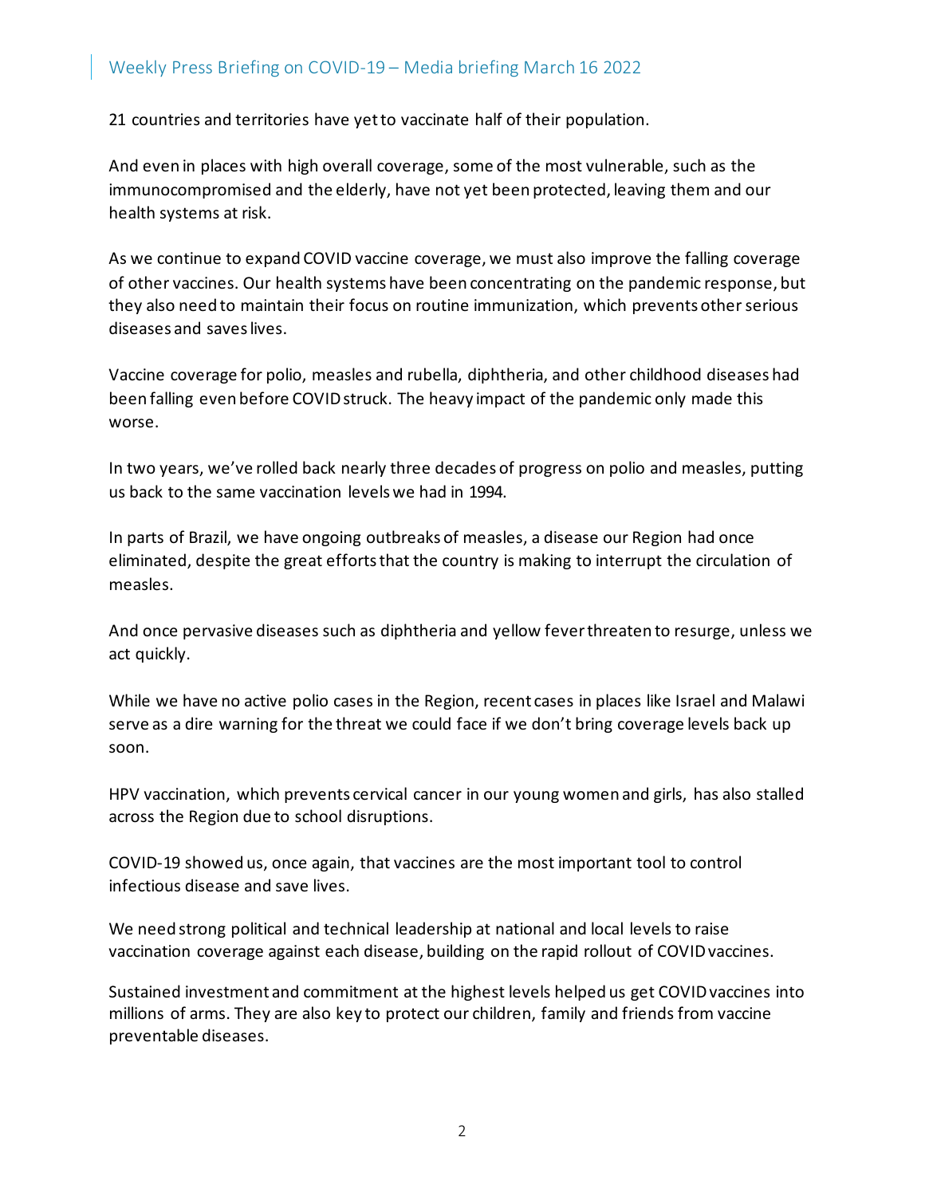21 countries and territories have yet to vaccinate half of their population.

And even in places with high overall coverage, some of the most vulnerable, such as the immunocompromised and the elderly, have not yet been protected, leaving them and our health systems at risk.

As we continue to expand COVID vaccine coverage, we must also improve the falling coverage of other vaccines. Our health systems have been concentrating on the pandemic response, but they also need to maintain their focus on routine immunization, which prevents other serious diseases and saves lives.

Vaccine coverage for polio, measles and rubella, diphtheria, and other childhood diseases had been falling even before COVID struck. The heavy impact of the pandemic only made this worse.

In two years, we've rolled back nearly three decades of progress on polio and measles, putting us back to the same vaccination levels we had in 1994.

In parts of Brazil, we have ongoing outbreaks of measles, a disease our Region had once eliminated, despite the great efforts that the country is making to interrupt the circulation of measles.

And once pervasive diseases such as diphtheria and yellow fever threaten to resurge, unless we act quickly.

While we have no active polio cases in the Region, recent cases in places like Israel and Malawi serve as a dire warning for the threat we could face if we don't bring coverage levels back up soon.

HPV vaccination, which prevents cervical cancer in our young women and girls, has also stalled across the Region due to school disruptions.

COVID-19 showed us, once again, that vaccines are the most important tool to control infectious disease and save lives.

We need strong political and technical leadership at national and local levels to raise vaccination coverage against each disease, building on the rapid rollout of COVID vaccines.

Sustained investment and commitment at the highest levels helped us get COVID vaccines into millions of arms. They are also key to protect our children, family and friends from vaccine preventable diseases.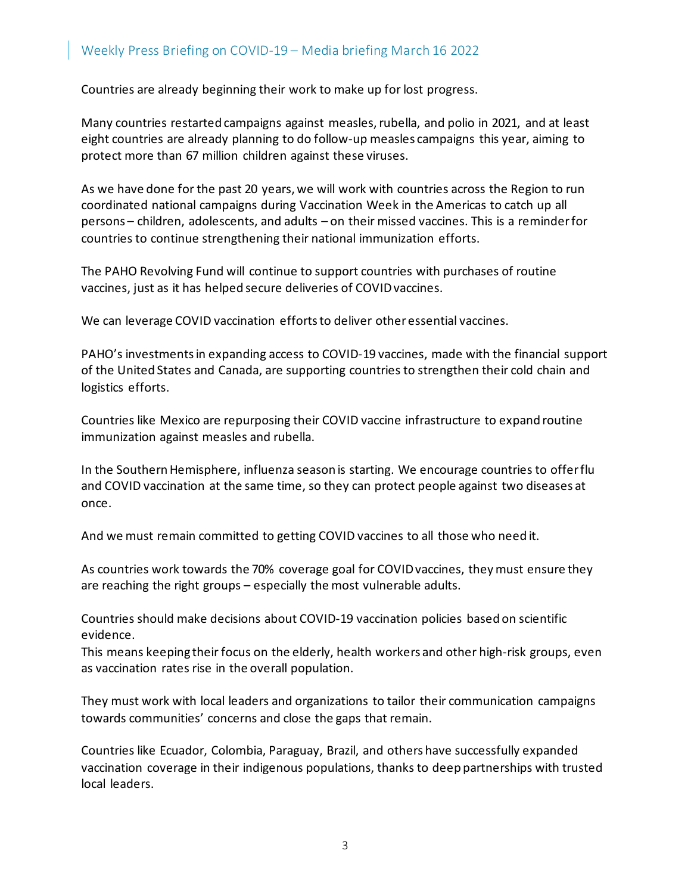Countries are already beginning their work to make up for lost progress.

Many countries restarted campaigns against measles, rubella, and polio in 2021, and at least eight countries are already planning to do follow-up measles campaigns this year, aiming to protect more than 67 million children against these viruses.

As we have done for the past 20 years, we will work with countries across the Region to run coordinated national campaigns during Vaccination Week in the Americas to catch up all persons – children, adolescents, and adults – on their missed vaccines. This is a reminder for countries to continue strengthening their national immunization efforts.

The PAHO Revolving Fund will continue to support countries with purchases of routine vaccines, just as it has helped secure deliveries of COVID vaccines.

We can leverage COVID vaccination efforts to deliver other essential vaccines.

PAHO's investments in expanding access to COVID-19 vaccines, made with the financial support of the United States and Canada, are supporting countries to strengthen their cold chain and logistics efforts.

Countries like Mexico are repurposing their COVID vaccine infrastructure to expand routine immunization against measles and rubella.

In the Southern Hemisphere, influenza season is starting. We encourage countries to offer flu and COVID vaccination at the same time, so they can protect people against two diseases at once.

And we must remain committed to getting COVID vaccines to all those who need it.

As countries work towards the 70% coverage goal for COVID vaccines, they must ensure they are reaching the right groups – especially the most vulnerable adults.

Countries should make decisions about COVID-19 vaccination policies based on scientific evidence.
This means keeping their focus on the elderly, health workers and other high-risk groups, even as vaccination rates rise in the overall population.

They must work with local leaders and organizations to tailor their communication campaigns towards communities' concerns and close the gaps that remain.

Countries like Ecuador, Colombia, Paraguay, Brazil, and others have successfully expanded vaccination coverage in their indigenous populations, thanks to deep partnerships with trusted local leaders.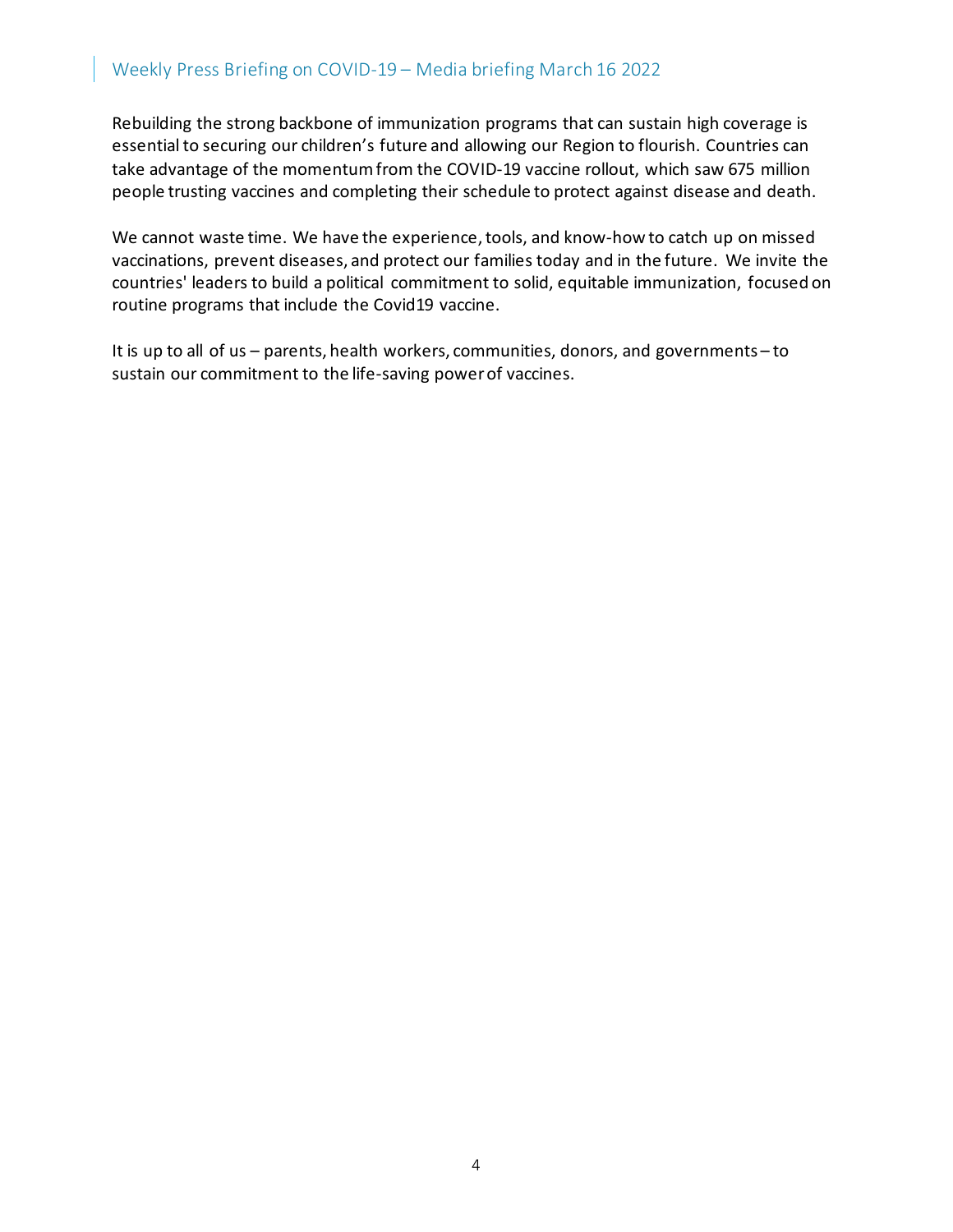Rebuilding the strong backbone of immunization programs that can sustain high coverage is essential to securing our children's future and allowing our Region to flourish. Countries can take advantage of the momentum from the COVID-19 vaccine rollout, which saw 675 million people trusting vaccines and completing their schedule to protect against disease and death.

We cannot waste time. We have the experience, tools, and know-how to catch up on missed vaccinations, prevent diseases, and protect our families today and in the future. We invite the countries' leaders to build a political commitment to solid, equitable immunization, focused on routine programs that include the Covid19 vaccine.

It is up to all of us – parents, health workers, communities, donors, and governments – to sustain our commitment to the life-saving power of vaccines.